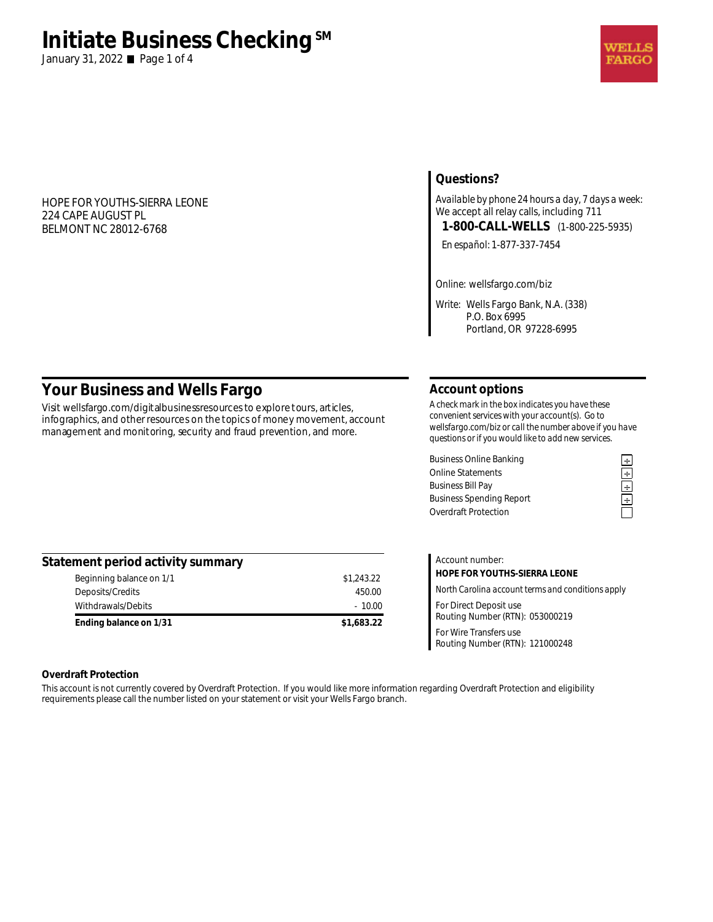# Initiate Business Checking SM

January 31, 2022

HOPE FOR YOUTHS-SIERRA LEONE
224 CAPE AUGUST PL
BELMONT NC 28012-6768

## Questions?

*Available by phone 24 hours a day, 7 days a week:*
We accept all relay calls, including 711

**1-800-CALL-WELLS** (1-800-225-5935)

*En español:* 1-877-337-7454

Online: wellsfargo.com/biz

Write: Wells Fargo Bank, N.A. (338)
P.O. Box 6995
Portland, OR 97228-6995

## Your Business and Wells Fargo

Visit wellsfargo.com/digitalbusinessresources to explore tours, articles, infographics, and other resources on the topics of money movement, account management and monitoring, security and fraud prevention, and more.

## Account options

*A check mark in the box indicates you have these convenient services with your account(s). Go to wellsfargo.com/biz or call the number above if you have questions or if you would like to add new services.*

| Service | |
|---|---|
| Business Online Banking | ☑ |
| Online Statements | ☑ |
| Business Bill Pay | ☑ |
| Business Spending Report | ☑ |
| Overdraft Protection | ☐ |

## Statement period activity summary

| | |
|---|---:|
| Beginning balance on 1/1 | $1,243.22 |
| Deposits/Credits | 450.00 |
| Withdrawals/Debits | - 10.00 |
| **Ending balance on 1/31** | **$1,683.22** |

Account number:
**HOPE FOR YOUTHS-SIERRA LEONE**

*North Carolina account terms and conditions apply*

For Direct Deposit use
Routing Number (RTN): 053000219

For Wire Transfers use
Routing Number (RTN): 121000248

**Overdraft Protection**

This account is not currently covered by Overdraft Protection. If you would like more information regarding Overdraft Protection and eligibility requirements please call the number listed on your statement or visit your Wells Fargo branch.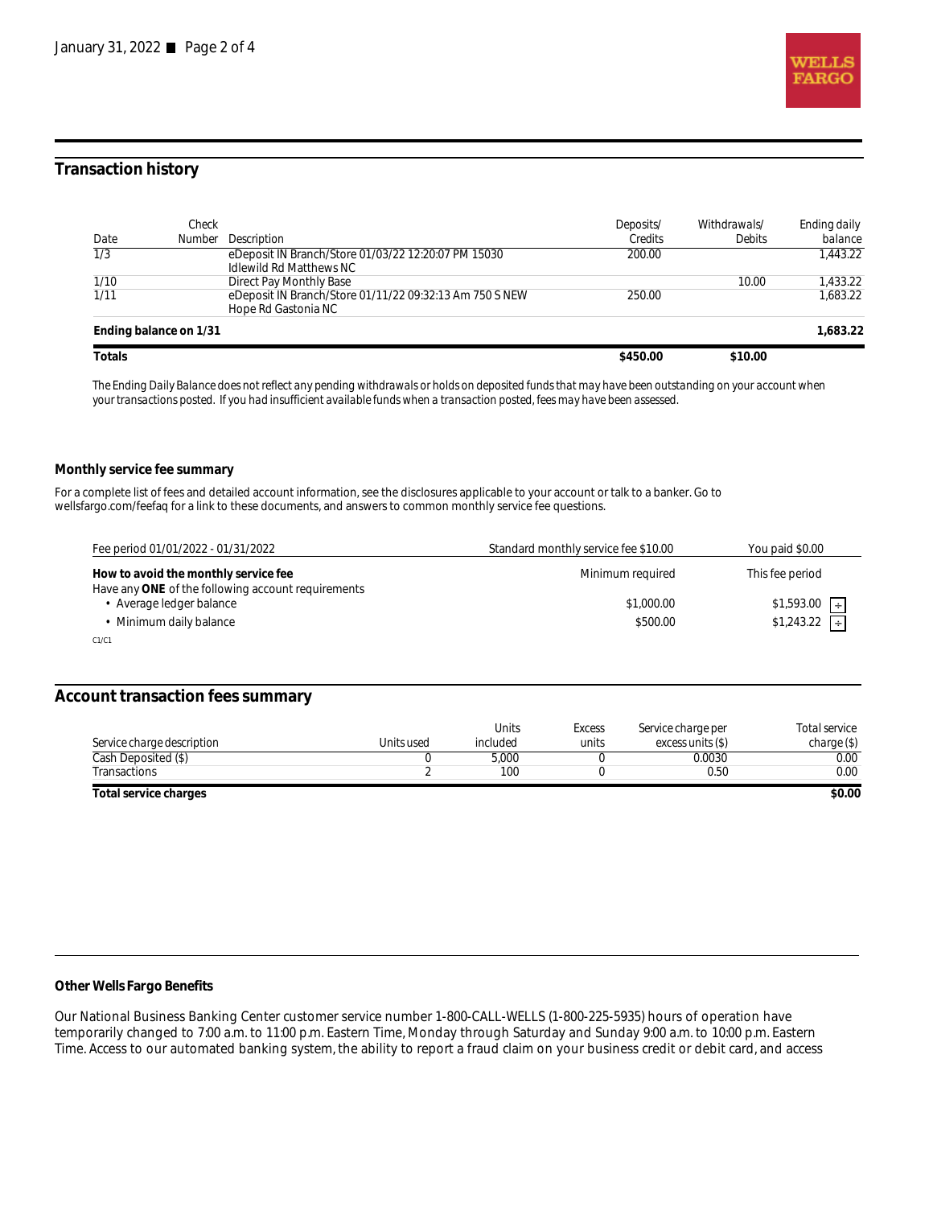## Transaction history

| Date | Check Number | Description | Deposits/ Credits | Withdrawals/ Debits | Ending daily balance |
|---|---|---|---|---|---|
| 1/3 | | eDeposit IN Branch/Store 01/03/22 12:20:07 PM 15030 Idlewild Rd Matthews NC | 200.00 | | 1,443.22 |
| 1/10 | | Direct Pay Monthly Base | | 10.00 | 1,433.22 |
| 1/11 | | eDeposit IN Branch/Store 01/11/22 09:32:13 Am 750 S NEW Hope Rd Gastonia NC | 250.00 | | 1,683.22 |
| **Ending balance on 1/31** | | | | | **1,683.22** |
| **Totals** | | | **$450.00** | **$10.00** | |

*The Ending Daily Balance does not reflect any pending withdrawals or holds on deposited funds that may have been outstanding on your account when your transactions posted. If you had insufficient available funds when a transaction posted, fees may have been assessed.*

### Monthly service fee summary

For a complete list of fees and detailed account information, see the disclosures applicable to your account or talk to a banker. Go to wellsfargo.com/feefaq for a link to these documents, and answers to common monthly service fee questions.

| Fee period 01/01/2022 - 01/31/2022 | Standard monthly service fee $10.00 | You paid $0.00 |
|---|---|---|
| **How to avoid the monthly service fee** | Minimum required | This fee period |
| Have any **ONE** of the following account requirements | | |
| • Average ledger balance | $1,000.00 | $1,593.00 ☑ |
| • Minimum daily balance | $500.00 | $1,243.22 ☑ |

C1/C1

## Account transaction fees summary

| Service charge description | Units used | Units included | Excess units | Service charge per excess units ($) | Total service charge ($) |
|---|---|---|---|---|---|
| Cash Deposited ($) | 0 | 5,000 | 0 | 0.0030 | 0.00 |
| Transactions | 2 | 100 | 0 | 0.50 | 0.00 |
| **Total service charges** | | | | | **$0.00** |

### Other Wells Fargo Benefits

Our National Business Banking Center customer service number 1-800-CALL-WELLS (1-800-225-5935) hours of operation have temporarily changed to 7:00 a.m. to 11:00 p.m. Eastern Time, Monday through Saturday and Sunday 9:00 a.m. to 10:00 p.m. Eastern Time. Access to our automated banking system, the ability to report a fraud claim on your business credit or debit card, and access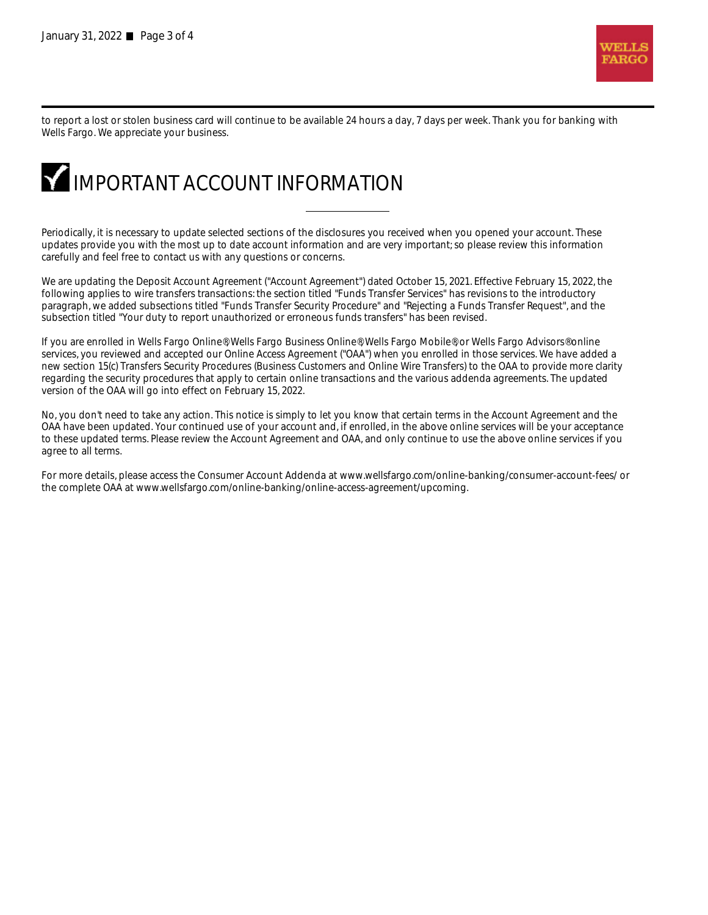to report a lost or stolen business card will continue to be available 24 hours a day, 7 days per week. Thank you for banking with Wells Fargo. We appreciate your business.

# IMPORTANT ACCOUNT INFORMATION

Periodically, it is necessary to update selected sections of the disclosures you received when you opened your account. These updates provide you with the most up to date account information and are very important; so please review this information carefully and feel free to contact us with any questions or concerns.

We are updating the Deposit Account Agreement ("Account Agreement") dated October 15, 2021. Effective February 15, 2022, the following applies to wire transfers transactions: the section titled "Funds Transfer Services" has revisions to the introductory paragraph, we added subsections titled "Funds Transfer Security Procedure" and "Rejecting a Funds Transfer Request", and the subsection titled "Your duty to report unauthorized or erroneous funds transfers" has been revised.

If you are enrolled in Wells Fargo Online®, Wells Fargo Business Online®, Wells Fargo Mobile®, or Wells Fargo Advisors® online services, you reviewed and accepted our Online Access Agreement ("OAA") when you enrolled in those services. We have added a new section 15(c) Transfers Security Procedures (Business Customers and Online Wire Transfers) to the OAA to provide more clarity regarding the security procedures that apply to certain online transactions and the various addenda agreements. The updated version of the OAA will go into effect on February 15, 2022.

No, you don't need to take any action. This notice is simply to let you know that certain terms in the Account Agreement and the OAA have been updated. Your continued use of your account and, if enrolled, in the above online services will be your acceptance to these updated terms. Please review the Account Agreement and OAA, and only continue to use the above online services if you agree to all terms.

For more details, please access the Consumer Account Addenda at www.wellsfargo.com/online-banking/consumer-account-fees/ or the complete OAA at www.wellsfargo.com/online-banking/online-access-agreement/upcoming.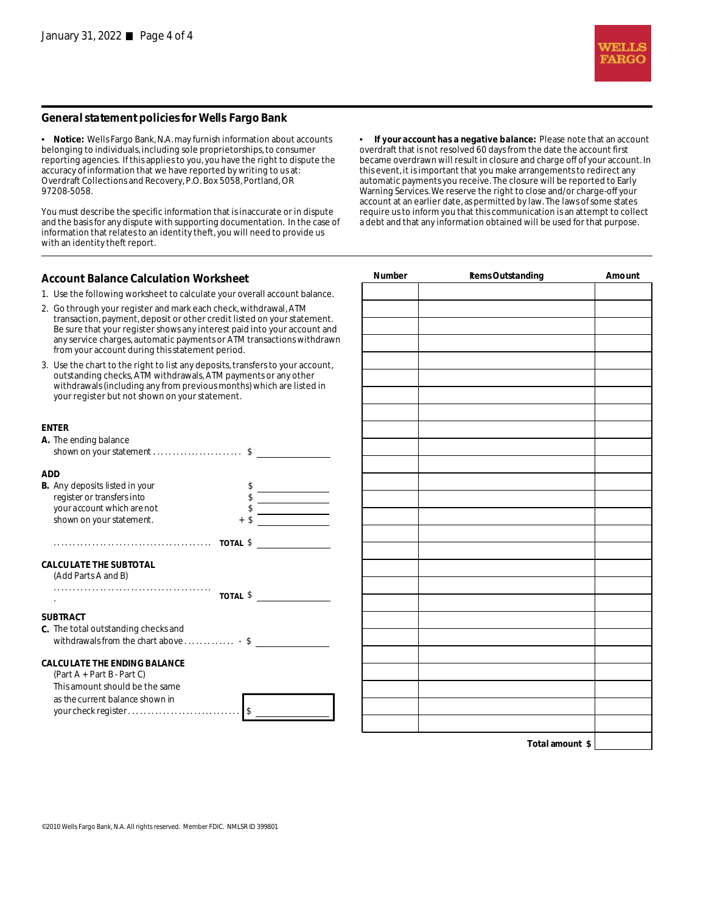## General statement policies for Wells Fargo Bank

- **Notice:** Wells Fargo Bank, N.A. may furnish information about accounts belonging to individuals, including sole proprietorships, to consumer reporting agencies. If this applies to you, you have the right to dispute the accuracy of information that we have reported by writing to us at: Overdraft Collections and Recovery, P.O. Box 5058, Portland, OR 97208-5058.

You must describe the specific information that is inaccurate or in dispute and the basis for any dispute with supporting documentation. In the case of information that relates to an identity theft, you will need to provide us with an identity theft report.

- **If your account has a negative balance:** Please note that an account overdraft that is not resolved 60 days from the date the account first became overdrawn will result in closure and charge off of your account. In this event, it is important that you make arrangements to redirect any automatic payments you receive. The closure will be reported to Early Warning Services. We reserve the right to close and/or charge-off your account at an earlier date, as permitted by law. The laws of some states require us to inform you that this communication is an attempt to collect a debt and that any information obtained will be used for that purpose.

## Account Balance Calculation Worksheet

1. Use the following worksheet to calculate your overall account balance.
2. Go through your register and mark each check, withdrawal, ATM transaction, payment, deposit or other credit listed on your statement. Be sure that your register shows any interest paid into your account and any service charges, automatic payments or ATM transactions withdrawn from your account during this statement period.
3. Use the chart to the right to list any deposits, transfers to your account, outstanding checks, ATM withdrawals, ATM payments or any other withdrawals (including any from previous months) which are listed in your register but not shown on your statement.

**ENTER**

**A.** The ending balance shown on your statement ...................... $ ________

**ADD**

**B.** Any deposits listed in your register or transfers into your account which are not shown on your statement.

$ ________
$ ________
$ ________
+ $ ________

........................................ **TOTAL** $ ________

**CALCULATE THE SUBTOTAL**

(Add Parts A and B)

........................................ **TOTAL** $ ________

**SUBTRACT**

**C.** The total outstanding checks and withdrawals from the chart above ............. - $ ________

**CALCULATE THE ENDING BALANCE**

(Part A + Part B - Part C)

This amount should be the same as the current balance shown in your check register ............................ $ ________

| Number | Items Outstanding | Amount |
|---|---|---|
| | | |
| | | |
| | | |
| | | |
| | | |
| | | |
| | | |
| | | |
| | | |
| | | |
| | | |
| | | |
| | | |
| | | |
| | | |
| | | |
| | | |
| | | |
| | | |
| | | |
| | | |
| | | |
| | | |
| | | |
| | | |
| | | |
| | **Total amount $** | |

©2010 Wells Fargo Bank, N.A. All rights reserved. Member FDIC. NMLSR ID 399801